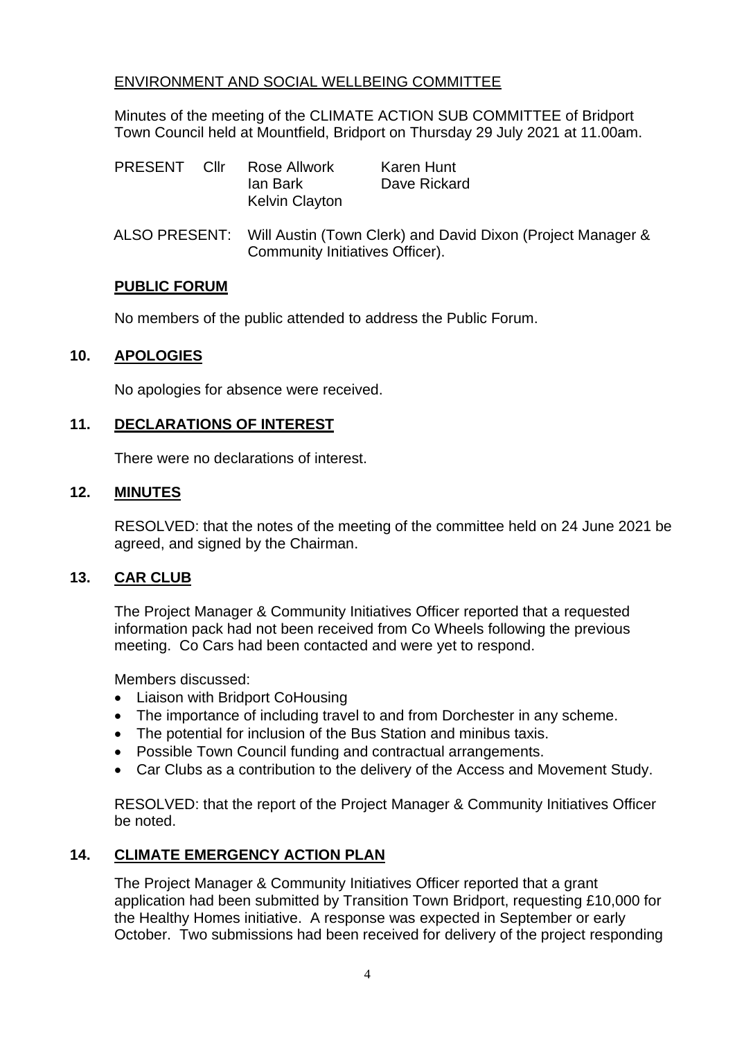ENVIRONMENT AND SOCIAL WELLBEING COMMITTEE

Minutes of the meeting of the CLIMATE ACTION SUB COMMITTEE of Bridport Town Council held at Mountfield, Bridport on Thursday 29 July 2021 at 11.00am.

| PRESENT | Cllr | Rose Allwork | Karen Hunt |
|---|---|---|---|
| | | Ian Bark | Dave Rickard |
| | | Kelvin Clayton | |

ALSO PRESENT: Will Austin (Town Clerk) and David Dixon (Project Manager & Community Initiatives Officer).

**PUBLIC FORUM**

No members of the public attended to address the Public Forum.

## 10. APOLOGIES

No apologies for absence were received.

## 11. DECLARATIONS OF INTEREST

There were no declarations of interest.

## 12. MINUTES

RESOLVED: that the notes of the meeting of the committee held on 24 June 2021 be agreed, and signed by the Chairman.

## 13. CAR CLUB

The Project Manager & Community Initiatives Officer reported that a requested information pack had not been received from Co Wheels following the previous meeting. Co Cars had been contacted and were yet to respond.

Members discussed:

- Liaison with Bridport CoHousing
- The importance of including travel to and from Dorchester in any scheme.
- The potential for inclusion of the Bus Station and minibus taxis.
- Possible Town Council funding and contractual arrangements.
- Car Clubs as a contribution to the delivery of the Access and Movement Study.

RESOLVED: that the report of the Project Manager & Community Initiatives Officer be noted.

## 14. CLIMATE EMERGENCY ACTION PLAN

The Project Manager & Community Initiatives Officer reported that a grant application had been submitted by Transition Town Bridport, requesting £10,000 for the Healthy Homes initiative. A response was expected in September or early October. Two submissions had been received for delivery of the project responding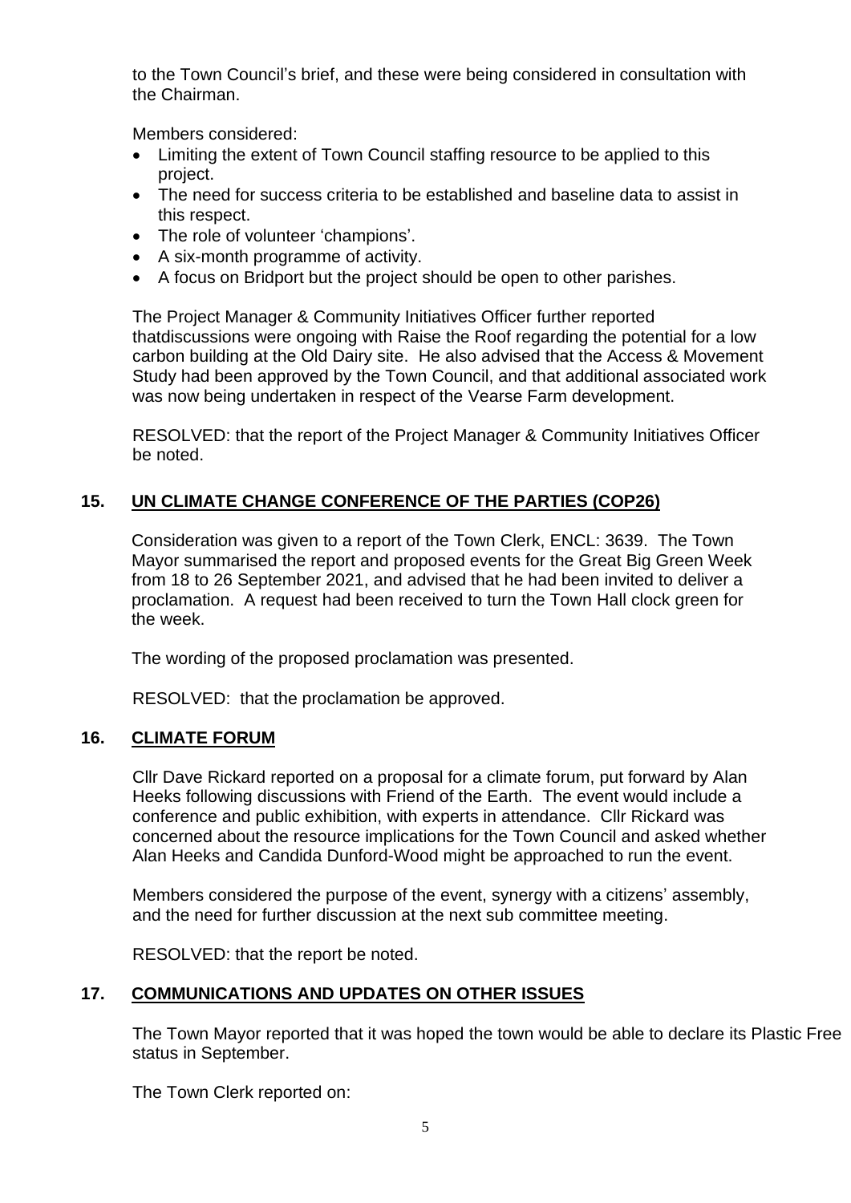to the Town Council's brief, and these were being considered in consultation with the Chairman.

Members considered:

- Limiting the extent of Town Council staffing resource to be applied to this project.
- The need for success criteria to be established and baseline data to assist in this respect.
- The role of volunteer 'champions'.
- A six-month programme of activity.
- A focus on Bridport but the project should be open to other parishes.

The Project Manager & Community Initiatives Officer further reported thatdiscussions were ongoing with Raise the Roof regarding the potential for a low carbon building at the Old Dairy site. He also advised that the Access & Movement Study had been approved by the Town Council, and that additional associated work was now being undertaken in respect of the Vearse Farm development.

RESOLVED: that the report of the Project Manager & Community Initiatives Officer be noted.

## 15. UN CLIMATE CHANGE CONFERENCE OF THE PARTIES (COP26)

Consideration was given to a report of the Town Clerk, ENCL: 3639. The Town Mayor summarised the report and proposed events for the Great Big Green Week from 18 to 26 September 2021, and advised that he had been invited to deliver a proclamation. A request had been received to turn the Town Hall clock green for the week.

The wording of the proposed proclamation was presented.

RESOLVED: that the proclamation be approved.

## 16. CLIMATE FORUM

Cllr Dave Rickard reported on a proposal for a climate forum, put forward by Alan Heeks following discussions with Friend of the Earth. The event would include a conference and public exhibition, with experts in attendance. Cllr Rickard was concerned about the resource implications for the Town Council and asked whether Alan Heeks and Candida Dunford-Wood might be approached to run the event.

Members considered the purpose of the event, synergy with a citizens' assembly, and the need for further discussion at the next sub committee meeting.

RESOLVED: that the report be noted.

## 17. COMMUNICATIONS AND UPDATES ON OTHER ISSUES

The Town Mayor reported that it was hoped the town would be able to declare its Plastic Free status in September.

The Town Clerk reported on: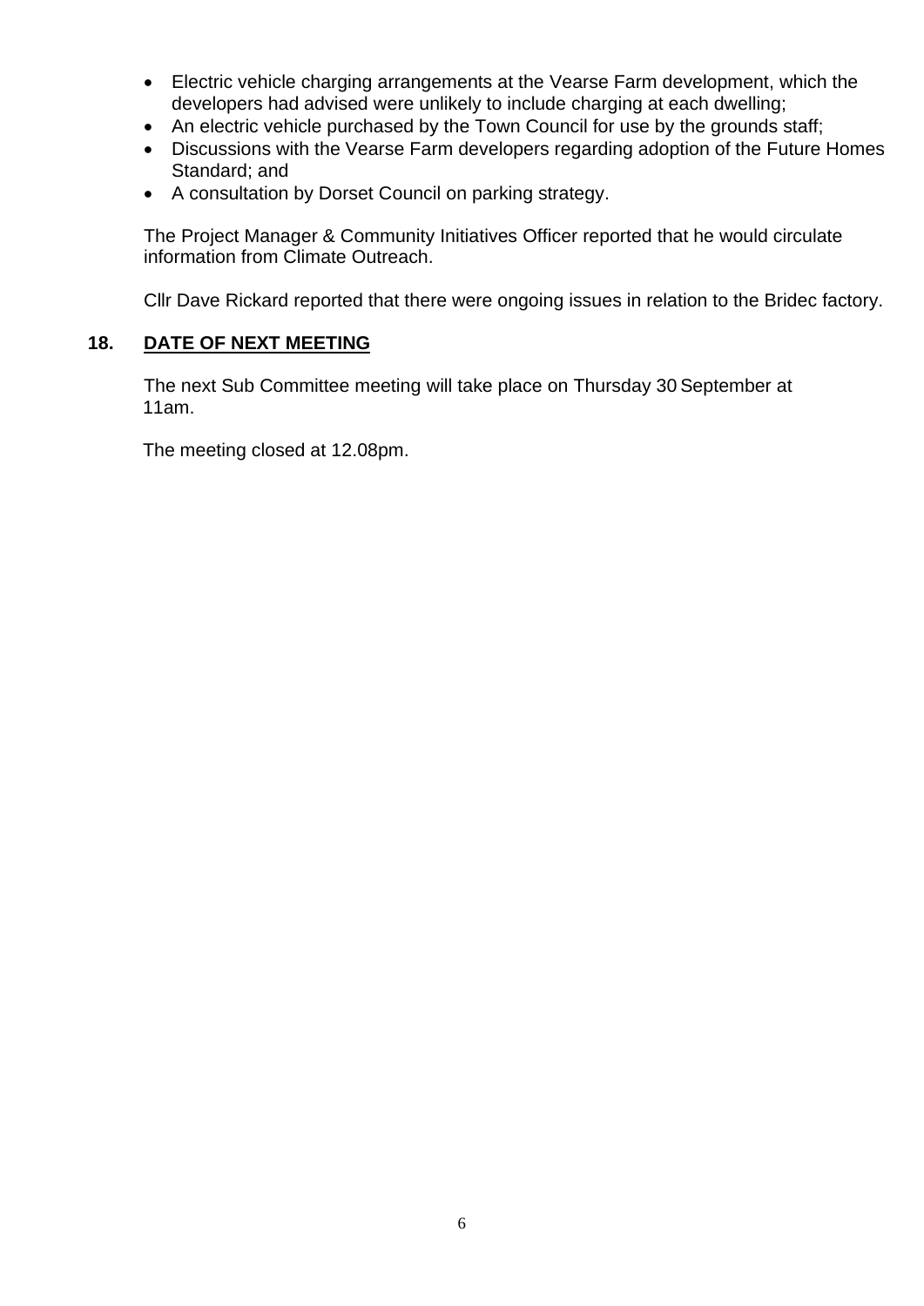- Electric vehicle charging arrangements at the Vearse Farm development, which the developers had advised were unlikely to include charging at each dwelling;
- An electric vehicle purchased by the Town Council for use by the grounds staff;
- Discussions with the Vearse Farm developers regarding adoption of the Future Homes Standard; and
- A consultation by Dorset Council on parking strategy.

The Project Manager & Community Initiatives Officer reported that he would circulate information from Climate Outreach.

Cllr Dave Rickard reported that there were ongoing issues in relation to the Bridec factory.

## 18. DATE OF NEXT MEETING

The next Sub Committee meeting will take place on Thursday 30 September at 11am.

The meeting closed at 12.08pm.